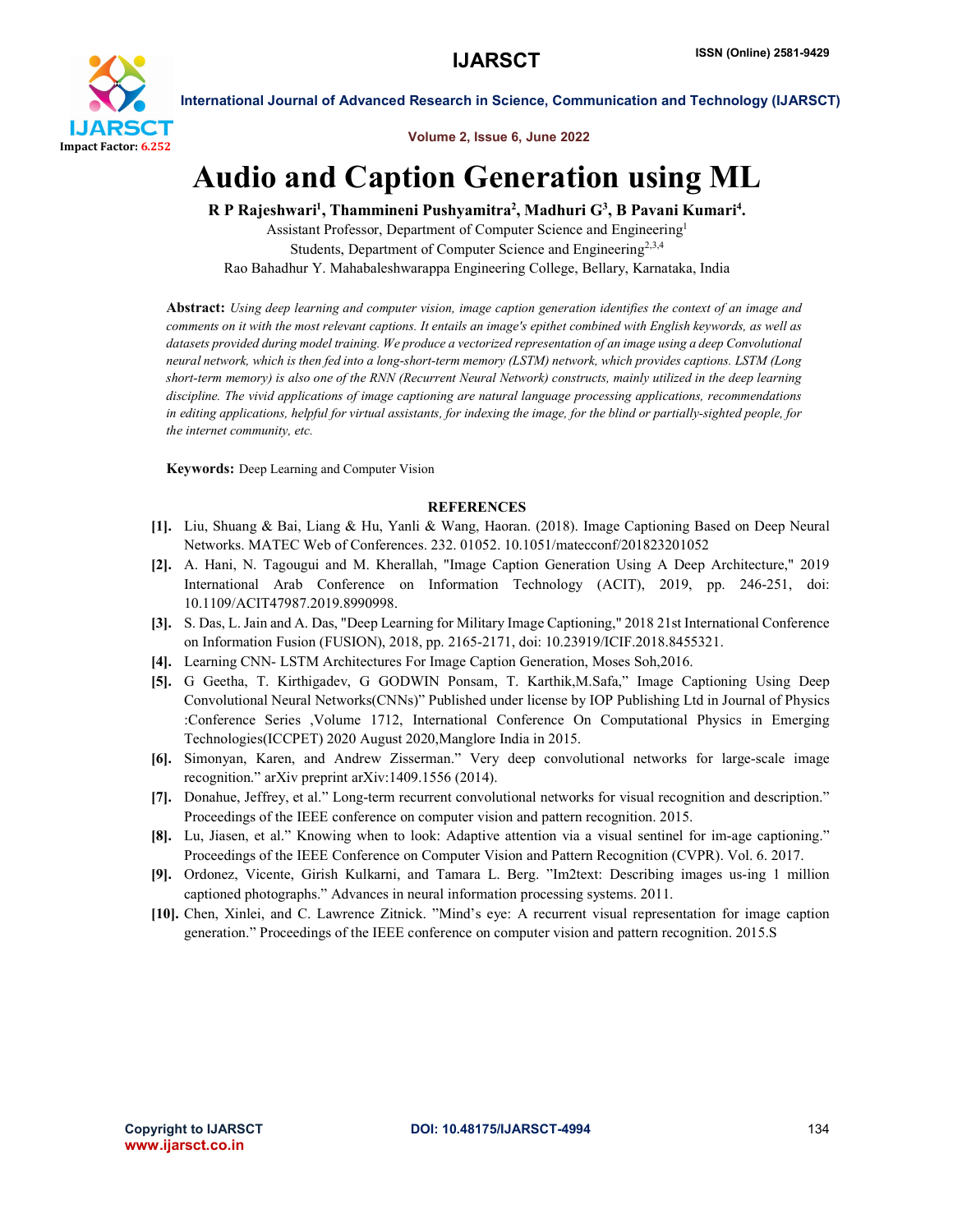# Audio and Caption Generation using ML

**R P Rajeshwari[1], Thammineni Pushyamitra[2], Madhuri G[3], B Pavani Kumari[4].**

Assistant Professor, Department of Computer Science and Engineering[1]

Students, Department of Computer Science and Engineering[2,3,4]

Rao Bahadhur Y. Mahabaleshwarappa Engineering College, Bellary, Karnataka, India

**Abstract:** *Using deep learning and computer vision, image caption generation identifies the context of an image and comments on it with the most relevant captions. It entails an image's epithet combined with English keywords, as well as datasets provided during model training. We produce a vectorized representation of an image using a deep Convolutional neural network, which is then fed into a long-short-term memory (LSTM) network, which provides captions. LSTM (Long short-term memory) is also one of the RNN (Recurrent Neural Network) constructs, mainly utilized in the deep learning discipline. The vivid applications of image captioning are natural language processing applications, recommendations in editing applications, helpful for virtual assistants, for indexing the image, for the blind or partially-sighted people, for the internet community, etc.*

**Keywords:** Deep Learning and Computer Vision

## REFERENCES

[1]. Liu, Shuang & Bai, Liang & Hu, Yanli & Wang, Haoran. (2018). Image Captioning Based on Deep Neural Networks. MATEC Web of Conferences. 232. 01052. 10.1051/matecconf/201823201052

[2]. A. Hani, N. Tagougui and M. Kherallah, "Image Caption Generation Using A Deep Architecture," 2019 International Arab Conference on Information Technology (ACIT), 2019, pp. 246-251, doi: 10.1109/ACIT47987.2019.8990998.

[3]. S. Das, L. Jain and A. Das, "Deep Learning for Military Image Captioning," 2018 21st International Conference on Information Fusion (FUSION), 2018, pp. 2165-2171, doi: 10.23919/ICIF.2018.8455321.

[4]. Learning CNN- LSTM Architectures For Image Caption Generation, Moses Soh,2016.

[5]. G Geetha, T. Kirthigadev, G GODWIN Ponsam, T. Karthik,M.Safa," Image Captioning Using Deep Convolutional Neural Networks(CNNs)" Published under license by IOP Publishing Ltd in Journal of Physics :Conference Series ,Volume 1712, International Conference On Computational Physics in Emerging Technologies(ICCPET) 2020 August 2020,Manglore India in 2015.

[6]. Simonyan, Karen, and Andrew Zisserman." Very deep convolutional networks for large-scale image recognition." arXiv preprint arXiv:1409.1556 (2014).

[7]. Donahue, Jeffrey, et al." Long-term recurrent convolutional networks for visual recognition and description." Proceedings of the IEEE conference on computer vision and pattern recognition. 2015.

[8]. Lu, Jiasen, et al." Knowing when to look: Adaptive attention via a visual sentinel for im-age captioning." Proceedings of the IEEE Conference on Computer Vision and Pattern Recognition (CVPR). Vol. 6. 2017.

[9]. Ordonez, Vicente, Girish Kulkarni, and Tamara L. Berg. "Im2text: Describing images us-ing 1 million captioned photographs." Advances in neural information processing systems. 2011.

[10]. Chen, Xinlei, and C. Lawrence Zitnick. "Mind's eye: A recurrent visual representation for image caption generation." Proceedings of the IEEE conference on computer vision and pattern recognition. 2015.S